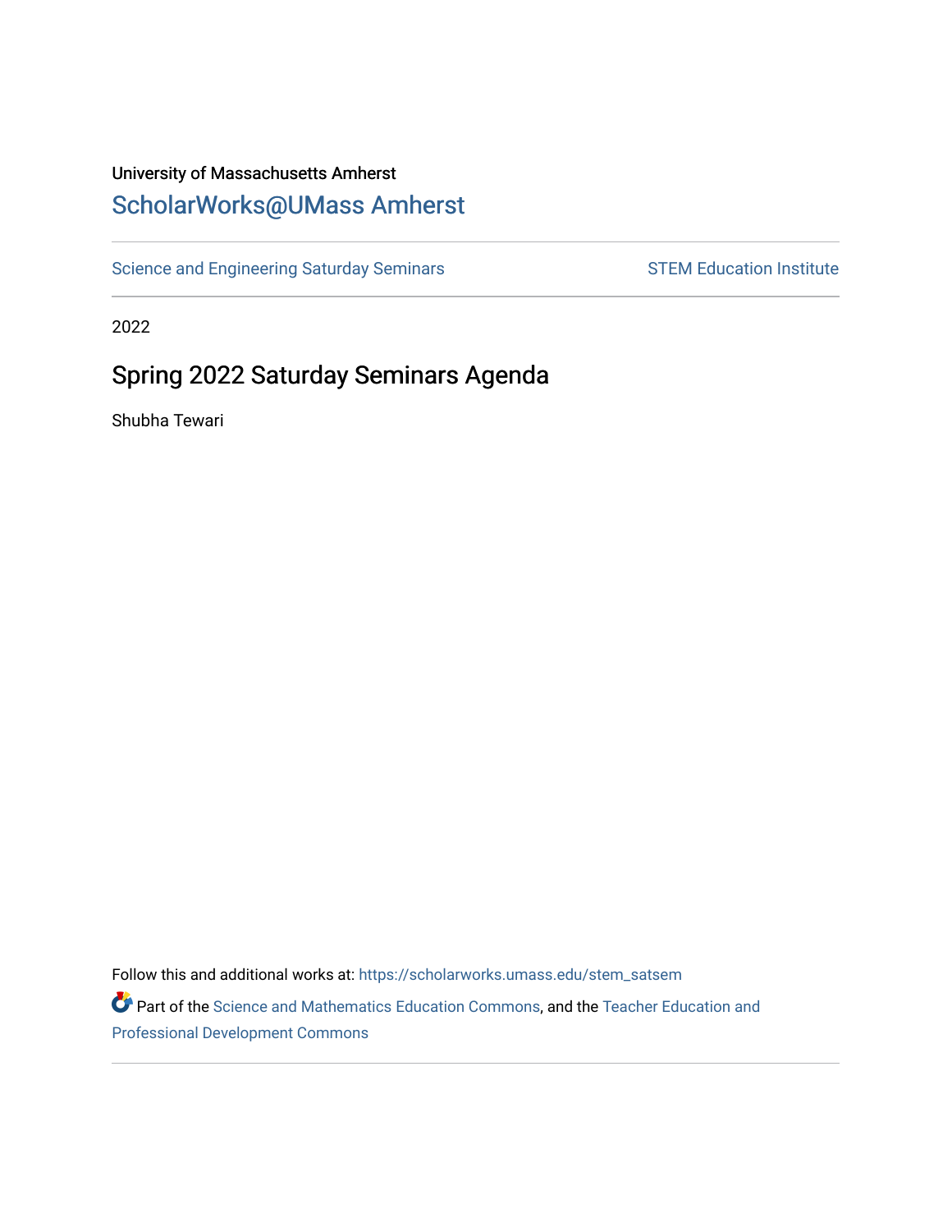University of Massachusetts Amherst

ScholarWorks@UMass Amherst

Science and Engineering Saturday Seminars | STEM Education Institute

2022

# Spring 2022 Saturday Seminars Agenda

Shubha Tewari

Follow this and additional works at: https://scholarworks.umass.edu/stem_satsem

Part of the Science and Mathematics Education Commons, and the Teacher Education and Professional Development Commons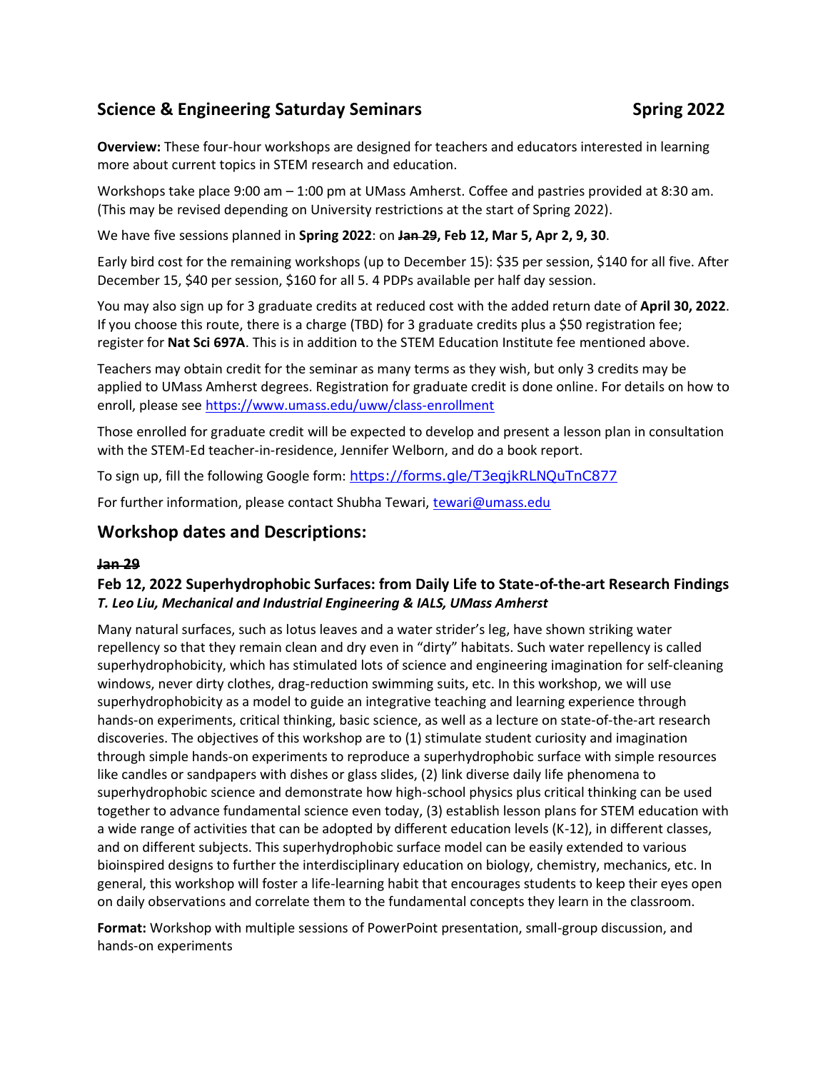## Science & Engineering Saturday Seminars Spring 2022

**Overview:** These four-hour workshops are designed for teachers and educators interested in learning more about current topics in STEM research and education.

Workshops take place 9:00 am – 1:00 pm at UMass Amherst. Coffee and pastries provided at 8:30 am. (This may be revised depending on University restrictions at the start of Spring 2022).

We have five sessions planned in **Spring 2022**: on **~~Jan 29~~, Feb 12, Mar 5, Apr 2, 9, 30**.

Early bird cost for the remaining workshops (up to December 15): $35 per session, $140 for all five. After December 15, $40 per session, $160 for all 5. 4 PDPs available per half day session.

You may also sign up for 3 graduate credits at reduced cost with the added return date of **April 30, 2022**. If you choose this route, there is a charge (TBD) for 3 graduate credits plus a $50 registration fee; register for **Nat Sci 697A**. This is in addition to the STEM Education Institute fee mentioned above.

Teachers may obtain credit for the seminar as many terms as they wish, but only 3 credits may be applied to UMass Amherst degrees. Registration for graduate credit is done online. For details on how to enroll, please see https://www.umass.edu/uww/class-enrollment

Those enrolled for graduate credit will be expected to develop and present a lesson plan in consultation with the STEM-Ed teacher-in-residence, Jennifer Welborn, and do a book report.

To sign up, fill the following Google form: https://forms.gle/T3egjkRLNQuTnC877

For further information, please contact Shubha Tewari, tewari@umass.edu

## Workshop dates and Descriptions:

**~~Jan 29~~**

### Feb 12, 2022 Superhydrophobic Surfaces: from Daily Life to State-of-the-art Research Findings

***T. Leo Liu, Mechanical and Industrial Engineering & IALS, UMass Amherst***

Many natural surfaces, such as lotus leaves and a water strider's leg, have shown striking water repellency so that they remain clean and dry even in "dirty" habitats. Such water repellency is called superhydrophobicity, which has stimulated lots of science and engineering imagination for self-cleaning windows, never dirty clothes, drag-reduction swimming suits, etc. In this workshop, we will use superhydrophobicity as a model to guide an integrative teaching and learning experience through hands-on experiments, critical thinking, basic science, as well as a lecture on state-of-the-art research discoveries. The objectives of this workshop are to (1) stimulate student curiosity and imagination through simple hands-on experiments to reproduce a superhydrophobic surface with simple resources like candles or sandpapers with dishes or glass slides, (2) link diverse daily life phenomena to superhydrophobic science and demonstrate how high-school physics plus critical thinking can be used together to advance fundamental science even today, (3) establish lesson plans for STEM education with a wide range of activities that can be adopted by different education levels (K-12), in different classes, and on different subjects. This superhydrophobic surface model can be easily extended to various bioinspired designs to further the interdisciplinary education on biology, chemistry, mechanics, etc. In general, this workshop will foster a life-learning habit that encourages students to keep their eyes open on daily observations and correlate them to the fundamental concepts they learn in the classroom.

**Format:** Workshop with multiple sessions of PowerPoint presentation, small-group discussion, and hands-on experiments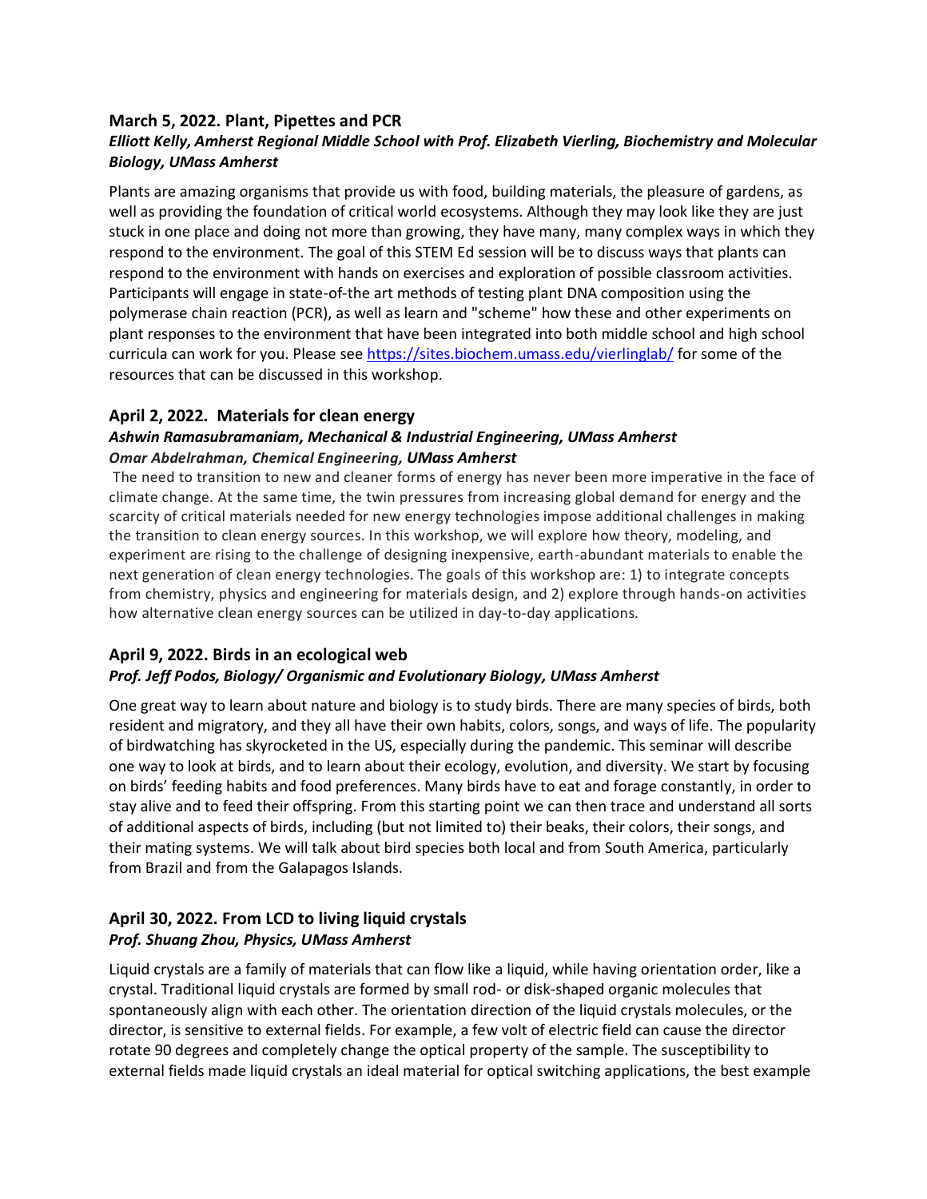### March 5, 2022. Plant, Pipettes and PCR

***Elliott Kelly, Amherst Regional Middle School with Prof. Elizabeth Vierling, Biochemistry and Molecular Biology, UMass Amherst***

Plants are amazing organisms that provide us with food, building materials, the pleasure of gardens, as well as providing the foundation of critical world ecosystems. Although they may look like they are just stuck in one place and doing not more than growing, they have many, many complex ways in which they respond to the environment. The goal of this STEM Ed session will be to discuss ways that plants can respond to the environment with hands on exercises and exploration of possible classroom activities. Participants will engage in state-of-the art methods of testing plant DNA composition using the polymerase chain reaction (PCR), as well as learn and "scheme" how these and other experiments on plant responses to the environment that have been integrated into both middle school and high school curricula can work for you. Please see https://sites.biochem.umass.edu/vierlinglab/ for some of the resources that can be discussed in this workshop.

### April 2, 2022. Materials for clean energy

***Ashwin Ramasubramaniam, Mechanical & Industrial Engineering, UMass Amherst***
***Omar Abdelrahman, Chemical Engineering, UMass Amherst***

The need to transition to new and cleaner forms of energy has never been more imperative in the face of climate change. At the same time, the twin pressures from increasing global demand for energy and the scarcity of critical materials needed for new energy technologies impose additional challenges in making the transition to clean energy sources. In this workshop, we will explore how theory, modeling, and experiment are rising to the challenge of designing inexpensive, earth-abundant materials to enable the next generation of clean energy technologies. The goals of this workshop are: 1) to integrate concepts from chemistry, physics and engineering for materials design, and 2) explore through hands-on activities how alternative clean energy sources can be utilized in day-to-day applications.

### April 9, 2022. Birds in an ecological web

***Prof. Jeff Podos, Biology/ Organismic and Evolutionary Biology, UMass Amherst***

One great way to learn about nature and biology is to study birds. There are many species of birds, both resident and migratory, and they all have their own habits, colors, songs, and ways of life. The popularity of birdwatching has skyrocketed in the US, especially during the pandemic. This seminar will describe one way to look at birds, and to learn about their ecology, evolution, and diversity. We start by focusing on birds' feeding habits and food preferences. Many birds have to eat and forage constantly, in order to stay alive and to feed their offspring. From this starting point we can then trace and understand all sorts of additional aspects of birds, including (but not limited to) their beaks, their colors, their songs, and their mating systems. We will talk about bird species both local and from South America, particularly from Brazil and from the Galapagos Islands.

### April 30, 2022. From LCD to living liquid crystals

***Prof. Shuang Zhou, Physics, UMass Amherst***

Liquid crystals are a family of materials that can flow like a liquid, while having orientation order, like a crystal. Traditional liquid crystals are formed by small rod- or disk-shaped organic molecules that spontaneously align with each other. The orientation direction of the liquid crystals molecules, or the director, is sensitive to external fields. For example, a few volt of electric field can cause the director rotate 90 degrees and completely change the optical property of the sample. The susceptibility to external fields made liquid crystals an ideal material for optical switching applications, the best example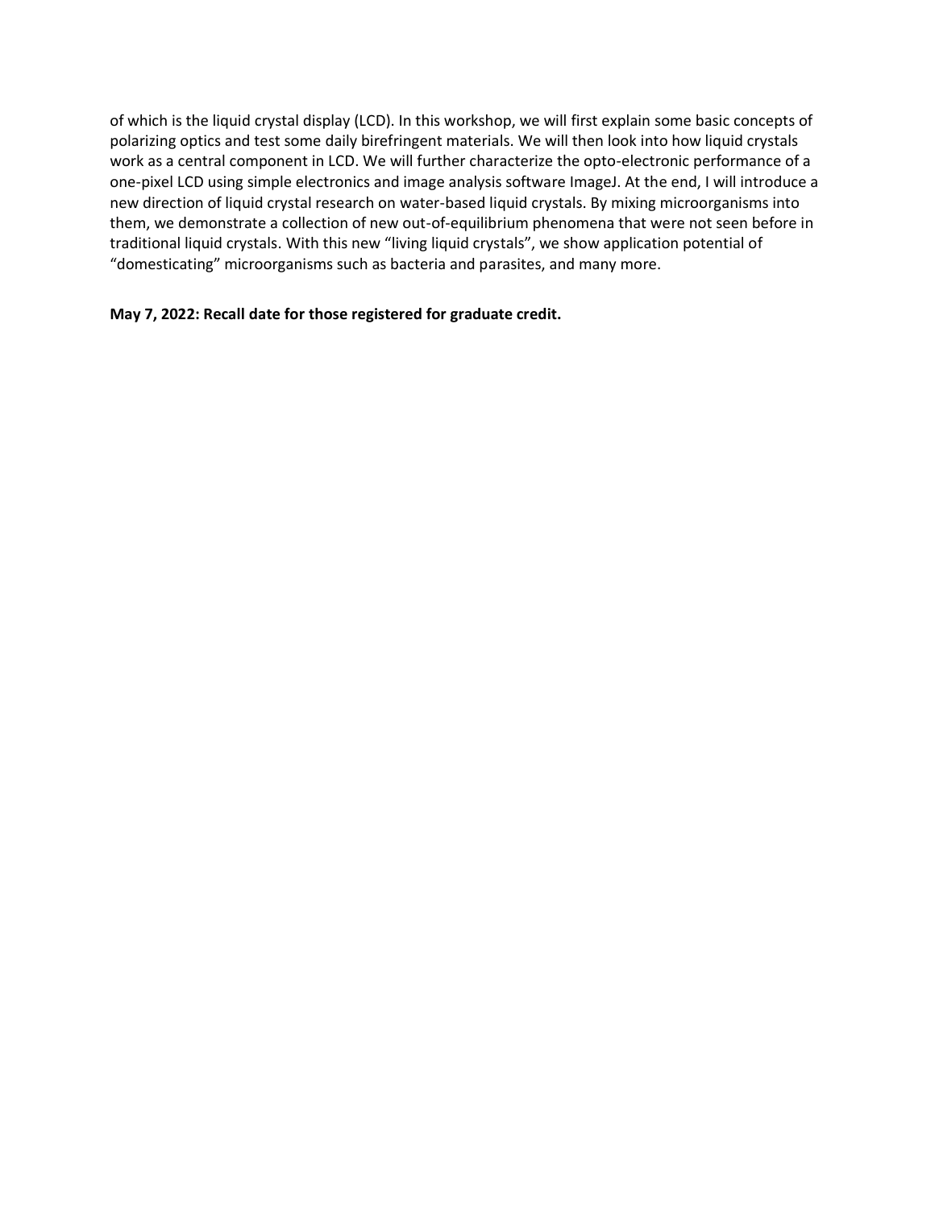of which is the liquid crystal display (LCD). In this workshop, we will first explain some basic concepts of polarizing optics and test some daily birefringent materials. We will then look into how liquid crystals work as a central component in LCD. We will further characterize the opto-electronic performance of a one-pixel LCD using simple electronics and image analysis software ImageJ. At the end, I will introduce a new direction of liquid crystal research on water-based liquid crystals. By mixing microorganisms into them, we demonstrate a collection of new out-of-equilibrium phenomena that were not seen before in traditional liquid crystals. With this new "living liquid crystals", we show application potential of "domesticating" microorganisms such as bacteria and parasites, and many more.

**May 7, 2022: Recall date for those registered for graduate credit.**